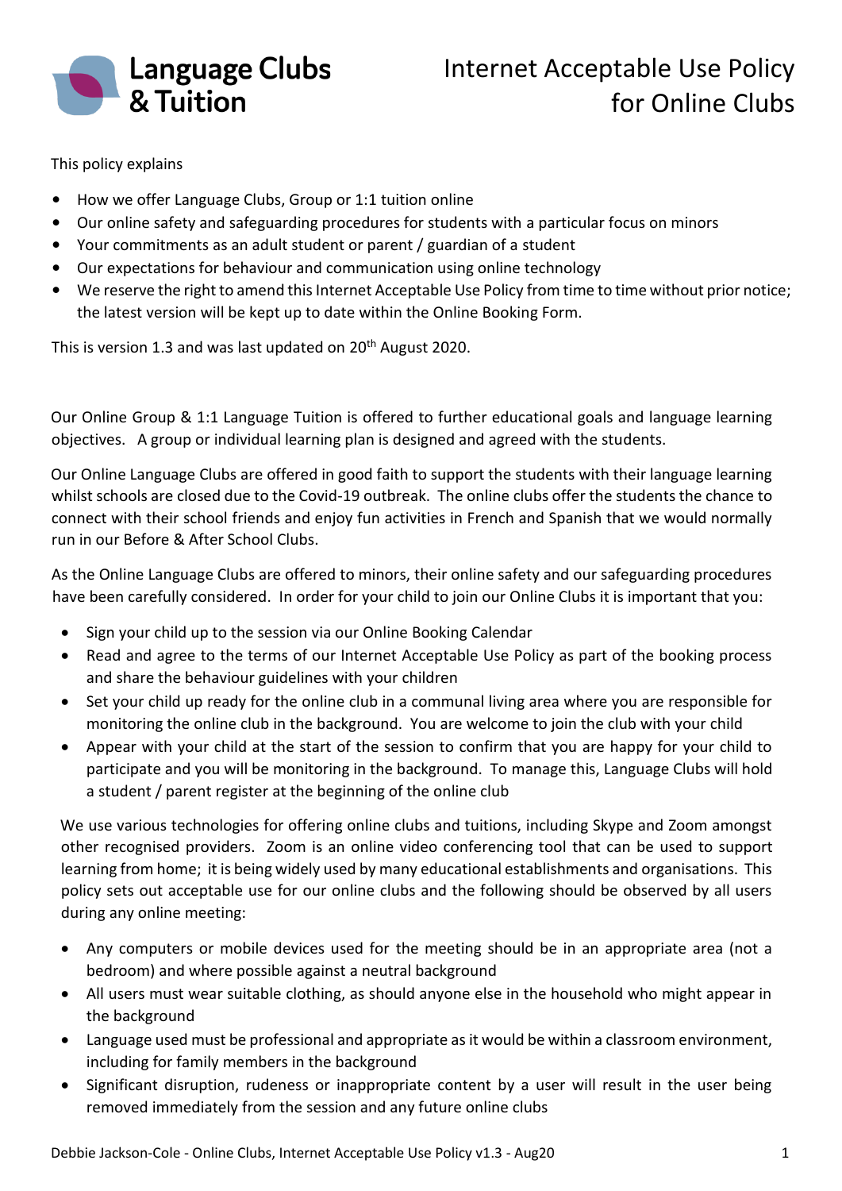Language Clubs & Tuition

# Internet Acceptable Use Policy for Online Clubs

This policy explains

- How we offer Language Clubs, Group or 1:1 tuition online
- Our online safety and safeguarding procedures for students with a particular focus on minors
- Your commitments as an adult student or parent / guardian of a student
- Our expectations for behaviour and communication using online technology
- We reserve the right to amend this Internet Acceptable Use Policy from time to time without prior notice; the latest version will be kept up to date within the Online Booking Form.

This is version 1.3 and was last updated on 20th August 2020.

Our Online Group & 1:1 Language Tuition is offered to further educational goals and language learning objectives. A group or individual learning plan is designed and agreed with the students.

Our Online Language Clubs are offered in good faith to support the students with their language learning whilst schools are closed due to the Covid-19 outbreak. The online clubs offer the students the chance to connect with their school friends and enjoy fun activities in French and Spanish that we would normally run in our Before & After School Clubs.

As the Online Language Clubs are offered to minors, their online safety and our safeguarding procedures have been carefully considered. In order for your child to join our Online Clubs it is important that you:

- Sign your child up to the session via our Online Booking Calendar
- Read and agree to the terms of our Internet Acceptable Use Policy as part of the booking process and share the behaviour guidelines with your children
- Set your child up ready for the online club in a communal living area where you are responsible for monitoring the online club in the background. You are welcome to join the club with your child
- Appear with your child at the start of the session to confirm that you are happy for your child to participate and you will be monitoring in the background. To manage this, Language Clubs will hold a student / parent register at the beginning of the online club

We use various technologies for offering online clubs and tuitions, including Skype and Zoom amongst other recognised providers. Zoom is an online video conferencing tool that can be used to support learning from home; it is being widely used by many educational establishments and organisations. This policy sets out acceptable use for our online clubs and the following should be observed by all users during any online meeting:

- Any computers or mobile devices used for the meeting should be in an appropriate area (not a bedroom) and where possible against a neutral background
- All users must wear suitable clothing, as should anyone else in the household who might appear in the background
- Language used must be professional and appropriate as it would be within a classroom environment, including for family members in the background
- Significant disruption, rudeness or inappropriate content by a user will result in the user being removed immediately from the session and any future online clubs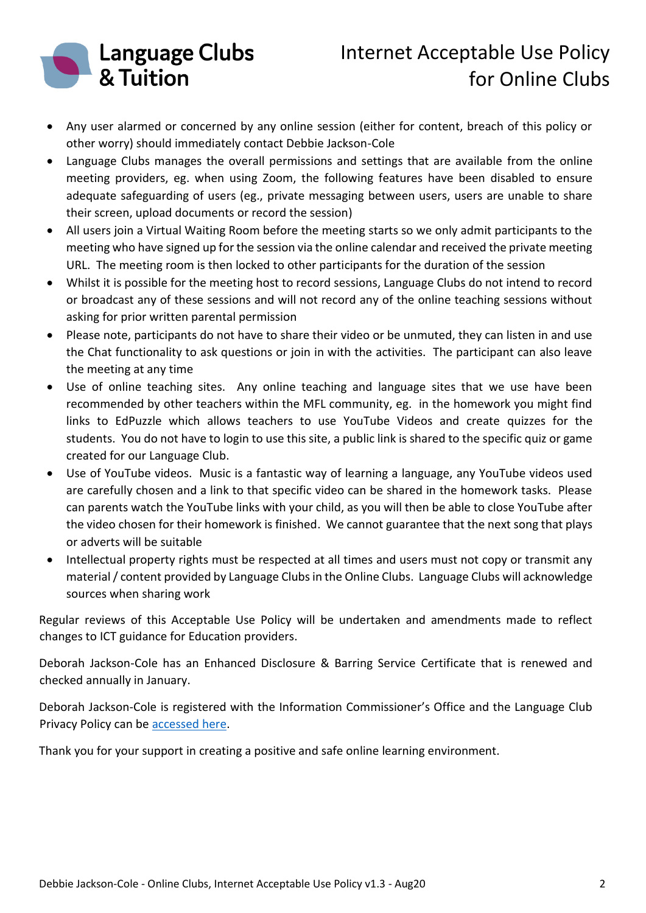- Any user alarmed or concerned by any online session (either for content, breach of this policy or other worry) should immediately contact Debbie Jackson-Cole
- Language Clubs manages the overall permissions and settings that are available from the online meeting providers, eg. when using Zoom, the following features have been disabled to ensure adequate safeguarding of users (eg., private messaging between users, users are unable to share their screen, upload documents or record the session)
- All users join a Virtual Waiting Room before the meeting starts so we only admit participants to the meeting who have signed up for the session via the online calendar and received the private meeting URL. The meeting room is then locked to other participants for the duration of the session
- Whilst it is possible for the meeting host to record sessions, Language Clubs do not intend to record or broadcast any of these sessions and will not record any of the online teaching sessions without asking for prior written parental permission
- Please note, participants do not have to share their video or be unmuted, they can listen in and use the Chat functionality to ask questions or join in with the activities. The participant can also leave the meeting at any time
- Use of online teaching sites. Any online teaching and language sites that we use have been recommended by other teachers within the MFL community, eg. in the homework you might find links to EdPuzzle which allows teachers to use YouTube Videos and create quizzes for the students. You do not have to login to use this site, a public link is shared to the specific quiz or game created for our Language Club.
- Use of YouTube videos. Music is a fantastic way of learning a language, any YouTube videos used are carefully chosen and a link to that specific video can be shared in the homework tasks. Please can parents watch the YouTube links with your child, as you will then be able to close YouTube after the video chosen for their homework is finished. We cannot guarantee that the next song that plays or adverts will be suitable
- Intellectual property rights must be respected at all times and users must not copy or transmit any material / content provided by Language Clubs in the Online Clubs. Language Clubs will acknowledge sources when sharing work

Regular reviews of this Acceptable Use Policy will be undertaken and amendments made to reflect changes to ICT guidance for Education providers.

Deborah Jackson-Cole has an Enhanced Disclosure & Barring Service Certificate that is renewed and checked annually in January.

Deborah Jackson-Cole is registered with the Information Commissioner's Office and the Language Club Privacy Policy can be accessed here.

Thank you for your support in creating a positive and safe online learning environment.